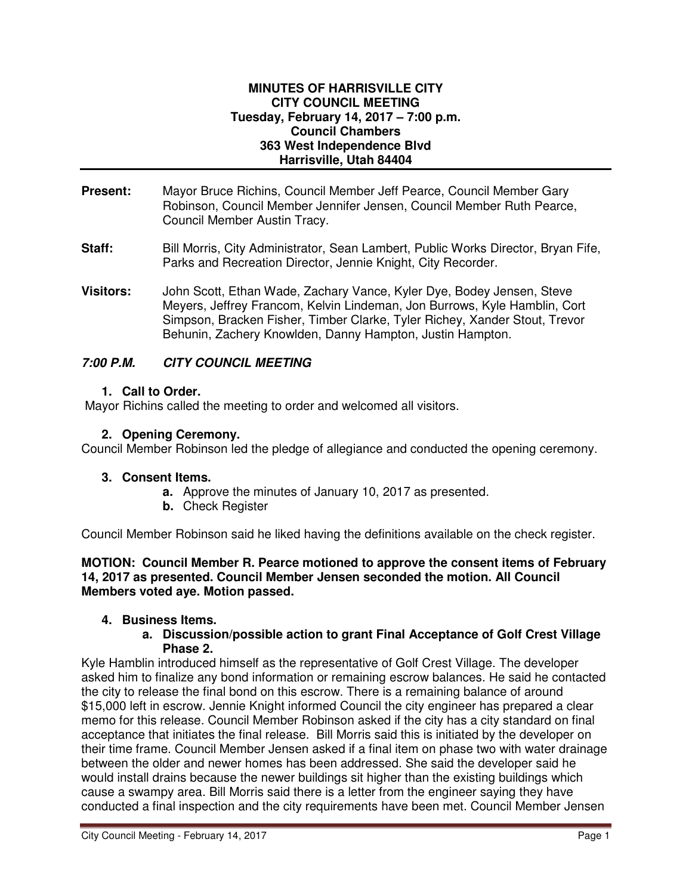# MINUTES OF HARRISVILLE CITY
## CITY COUNCIL MEETING
**Tuesday, February 14, 2017 – 7:00 p.m.**
**Council Chambers**
**363 West Independence Blvd**
**Harrisville, Utah 84404**

---

**Present:** Mayor Bruce Richins, Council Member Jeff Pearce, Council Member Gary Robinson, Council Member Jennifer Jensen, Council Member Ruth Pearce, Council Member Austin Tracy.

**Staff:** Bill Morris, City Administrator, Sean Lambert, Public Works Director, Bryan Fife, Parks and Recreation Director, Jennie Knight, City Recorder.

**Visitors:** John Scott, Ethan Wade, Zachary Vance, Kyler Dye, Bodey Jensen, Steve Meyers, Jeffrey Francom, Kelvin Lindeman, Jon Burrows, Kyle Hamblin, Cort Simpson, Bracken Fisher, Timber Clarke, Tyler Richey, Xander Stout, Trevor Behunin, Zachery Knowlden, Danny Hampton, Justin Hampton.

### *7:00 P.M. CITY COUNCIL MEETING*

1. **Call to Order.**

Mayor Richins called the meeting to order and welcomed all visitors.

2. **Opening Ceremony.**

Council Member Robinson led the pledge of allegiance and conducted the opening ceremony.

3. **Consent Items.**
   - **a.** Approve the minutes of January 10, 2017 as presented.
   - **b.** Check Register

Council Member Robinson said he liked having the definitions available on the check register.

**MOTION: Council Member R. Pearce motioned to approve the consent items of February 14, 2017 as presented. Council Member Jensen seconded the motion. All Council Members voted aye. Motion passed.**

4. **Business Items.**
   - **a. Discussion/possible action to grant Final Acceptance of Golf Crest Village Phase 2.**

Kyle Hamblin introduced himself as the representative of Golf Crest Village. The developer asked him to finalize any bond information or remaining escrow balances. He said he contacted the city to release the final bond on this escrow. There is a remaining balance of around $15,000 left in escrow. Jennie Knight informed Council the city engineer has prepared a clear memo for this release. Council Member Robinson asked if the city has a city standard on final acceptance that initiates the final release. Bill Morris said this is initiated by the developer on their time frame. Council Member Jensen asked if a final item on phase two with water drainage between the older and newer homes has been addressed. She said the developer said he would install drains because the newer buildings sit higher than the existing buildings which cause a swampy area. Bill Morris said there is a letter from the engineer saying they have conducted a final inspection and the city requirements have been met. Council Member Jensen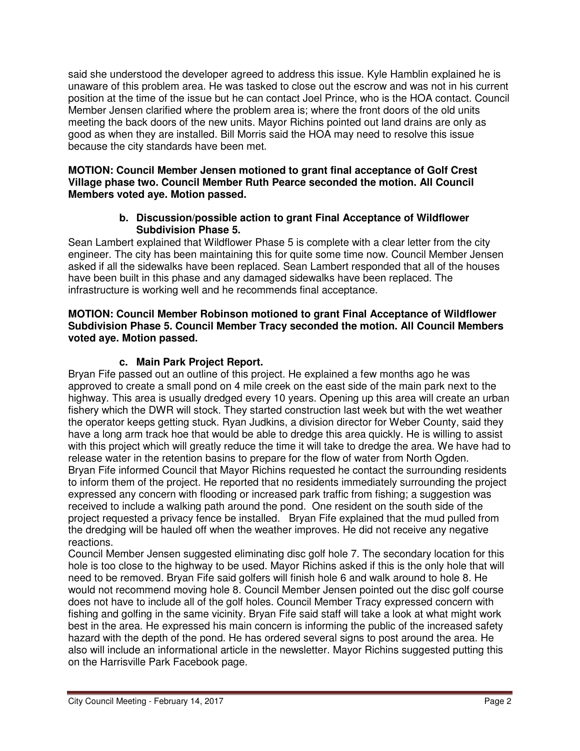said she understood the developer agreed to address this issue. Kyle Hamblin explained he is unaware of this problem area. He was tasked to close out the escrow and was not in his current position at the time of the issue but he can contact Joel Prince, who is the HOA contact. Council Member Jensen clarified where the problem area is; where the front doors of the old units meeting the back doors of the new units. Mayor Richins pointed out land drains are only as good as when they are installed. Bill Morris said the HOA may need to resolve this issue because the city standards have been met.

**MOTION: Council Member Jensen motioned to grant final acceptance of Golf Crest Village phase two. Council Member Ruth Pearce seconded the motion. All Council Members voted aye. Motion passed.**

**b. Discussion/possible action to grant Final Acceptance of Wildflower Subdivision Phase 5.**

Sean Lambert explained that Wildflower Phase 5 is complete with a clear letter from the city engineer. The city has been maintaining this for quite some time now. Council Member Jensen asked if all the sidewalks have been replaced. Sean Lambert responded that all of the houses have been built in this phase and any damaged sidewalks have been replaced. The infrastructure is working well and he recommends final acceptance.

**MOTION: Council Member Robinson motioned to grant Final Acceptance of Wildflower Subdivision Phase 5. Council Member Tracy seconded the motion. All Council Members voted aye. Motion passed.**

**c. Main Park Project Report.**

Bryan Fife passed out an outline of this project. He explained a few months ago he was approved to create a small pond on 4 mile creek on the east side of the main park next to the highway. This area is usually dredged every 10 years. Opening up this area will create an urban fishery which the DWR will stock. They started construction last week but with the wet weather the operator keeps getting stuck. Ryan Judkins, a division director for Weber County, said they have a long arm track hoe that would be able to dredge this area quickly. He is willing to assist with this project which will greatly reduce the time it will take to dredge the area. We have had to release water in the retention basins to prepare for the flow of water from North Ogden. Bryan Fife informed Council that Mayor Richins requested he contact the surrounding residents to inform them of the project. He reported that no residents immediately surrounding the project expressed any concern with flooding or increased park traffic from fishing; a suggestion was received to include a walking path around the pond. One resident on the south side of the project requested a privacy fence be installed. Bryan Fife explained that the mud pulled from the dredging will be hauled off when the weather improves. He did not receive any negative reactions.

Council Member Jensen suggested eliminating disc golf hole 7. The secondary location for this hole is too close to the highway to be used. Mayor Richins asked if this is the only hole that will need to be removed. Bryan Fife said golfers will finish hole 6 and walk around to hole 8. He would not recommend moving hole 8. Council Member Jensen pointed out the disc golf course does not have to include all of the golf holes. Council Member Tracy expressed concern with fishing and golfing in the same vicinity. Bryan Fife said staff will take a look at what might work best in the area. He expressed his main concern is informing the public of the increased safety hazard with the depth of the pond. He has ordered several signs to post around the area. He also will include an informational article in the newsletter. Mayor Richins suggested putting this on the Harrisville Park Facebook page.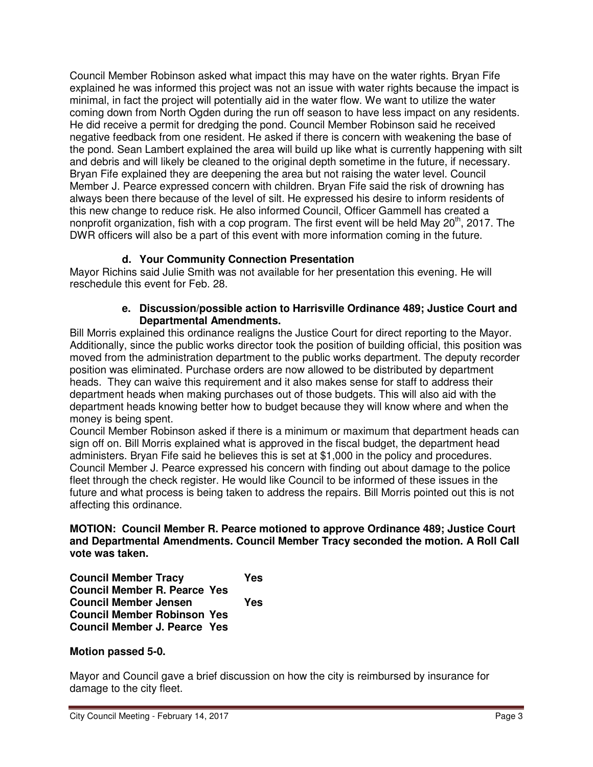Council Member Robinson asked what impact this may have on the water rights. Bryan Fife explained he was informed this project was not an issue with water rights because the impact is minimal, in fact the project will potentially aid in the water flow. We want to utilize the water coming down from North Ogden during the run off season to have less impact on any residents. He did receive a permit for dredging the pond. Council Member Robinson said he received negative feedback from one resident. He asked if there is concern with weakening the base of the pond. Sean Lambert explained the area will build up like what is currently happening with silt and debris and will likely be cleaned to the original depth sometime in the future, if necessary. Bryan Fife explained they are deepening the area but not raising the water level. Council Member J. Pearce expressed concern with children. Bryan Fife said the risk of drowning has always been there because of the level of silt. He expressed his desire to inform residents of this new change to reduce risk. He also informed Council, Officer Gammell has created a nonprofit organization, fish with a cop program. The first event will be held May 20th, 2017. The DWR officers will also be a part of this event with more information coming in the future.

### d. Your Community Connection Presentation

Mayor Richins said Julie Smith was not available for her presentation this evening. He will reschedule this event for Feb. 28.

### e. Discussion/possible action to Harrisville Ordinance 489; Justice Court and Departmental Amendments.

Bill Morris explained this ordinance realigns the Justice Court for direct reporting to the Mayor. Additionally, since the public works director took the position of building official, this position was moved from the administration department to the public works department. The deputy recorder position was eliminated. Purchase orders are now allowed to be distributed by department heads. They can waive this requirement and it also makes sense for staff to address their department heads when making purchases out of those budgets. This will also aid with the department heads knowing better how to budget because they will know where and when the money is being spent.

Council Member Robinson asked if there is a minimum or maximum that department heads can sign off on. Bill Morris explained what is approved in the fiscal budget, the department head administers. Bryan Fife said he believes this is set at $1,000 in the policy and procedures. Council Member J. Pearce expressed his concern with finding out about damage to the police fleet through the check register. He would like Council to be informed of these issues in the future and what process is being taken to address the repairs. Bill Morris pointed out this is not affecting this ordinance.

**MOTION: Council Member R. Pearce motioned to approve Ordinance 489; Justice Court and Departmental Amendments. Council Member Tracy seconded the motion. A Roll Call vote was taken.**

**Council Member Tracy Yes**
**Council Member R. Pearce Yes**
**Council Member Jensen Yes**
**Council Member Robinson Yes**
**Council Member J. Pearce Yes**

**Motion passed 5-0.**

Mayor and Council gave a brief discussion on how the city is reimbursed by insurance for damage to the city fleet.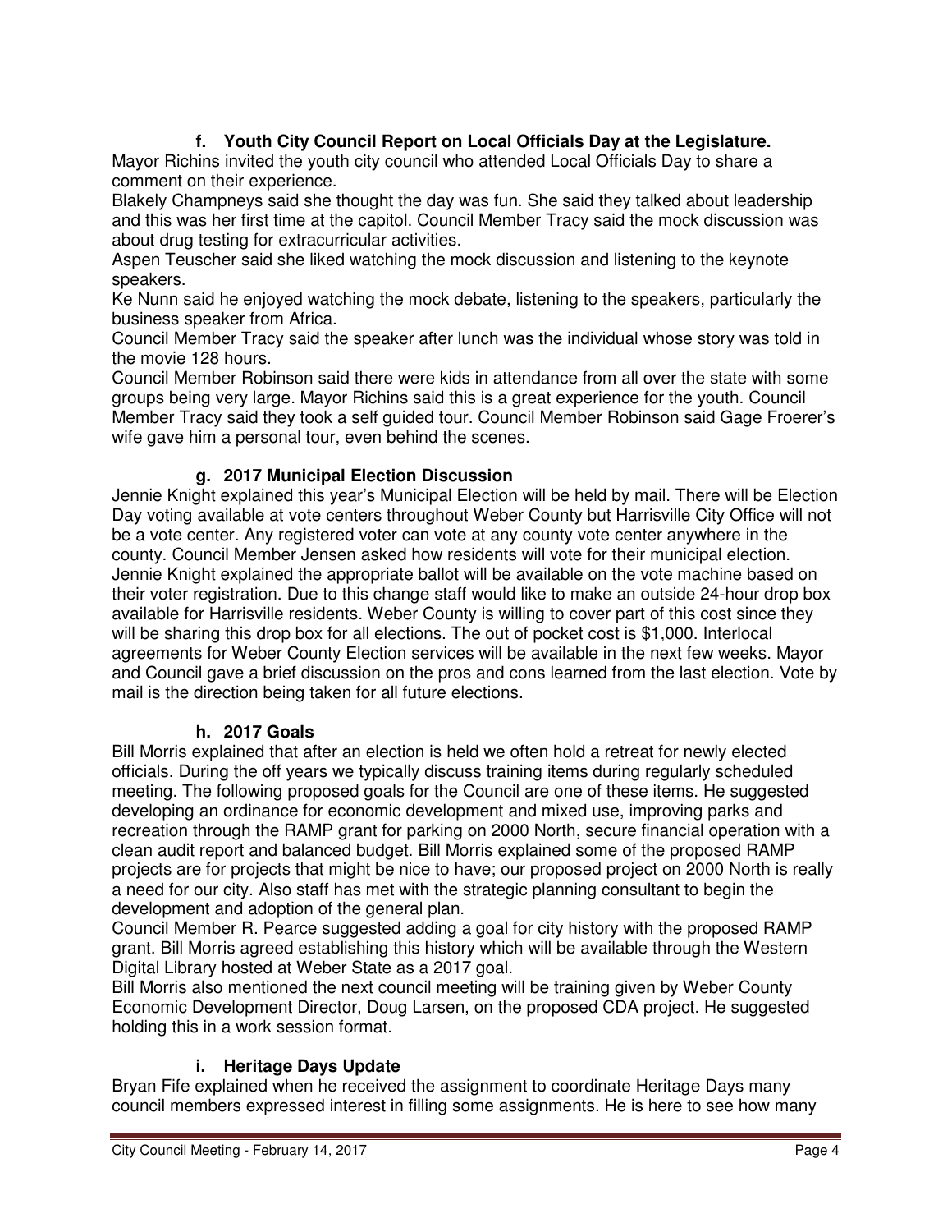### f. Youth City Council Report on Local Officials Day at the Legislature.

Mayor Richins invited the youth city council who attended Local Officials Day to share a comment on their experience.

Blakely Champneys said she thought the day was fun. She said they talked about leadership and this was her first time at the capitol. Council Member Tracy said the mock discussion was about drug testing for extracurricular activities.

Aspen Teuscher said she liked watching the mock discussion and listening to the keynote speakers.

Ke Nunn said he enjoyed watching the mock debate, listening to the speakers, particularly the business speaker from Africa.

Council Member Tracy said the speaker after lunch was the individual whose story was told in the movie 128 hours.

Council Member Robinson said there were kids in attendance from all over the state with some groups being very large. Mayor Richins said this is a great experience for the youth. Council Member Tracy said they took a self guided tour. Council Member Robinson said Gage Froerer's wife gave him a personal tour, even behind the scenes.

### g. 2017 Municipal Election Discussion

Jennie Knight explained this year's Municipal Election will be held by mail. There will be Election Day voting available at vote centers throughout Weber County but Harrisville City Office will not be a vote center. Any registered voter can vote at any county vote center anywhere in the county. Council Member Jensen asked how residents will vote for their municipal election. Jennie Knight explained the appropriate ballot will be available on the vote machine based on their voter registration. Due to this change staff would like to make an outside 24-hour drop box available for Harrisville residents. Weber County is willing to cover part of this cost since they will be sharing this drop box for all elections. The out of pocket cost is $1,000. Interlocal agreements for Weber County Election services will be available in the next few weeks. Mayor and Council gave a brief discussion on the pros and cons learned from the last election. Vote by mail is the direction being taken for all future elections.

### h. 2017 Goals

Bill Morris explained that after an election is held we often hold a retreat for newly elected officials. During the off years we typically discuss training items during regularly scheduled meeting. The following proposed goals for the Council are one of these items. He suggested developing an ordinance for economic development and mixed use, improving parks and recreation through the RAMP grant for parking on 2000 North, secure financial operation with a clean audit report and balanced budget. Bill Morris explained some of the proposed RAMP projects are for projects that might be nice to have; our proposed project on 2000 North is really a need for our city. Also staff has met with the strategic planning consultant to begin the development and adoption of the general plan.

Council Member R. Pearce suggested adding a goal for city history with the proposed RAMP grant. Bill Morris agreed establishing this history which will be available through the Western Digital Library hosted at Weber State as a 2017 goal.

Bill Morris also mentioned the next council meeting will be training given by Weber County Economic Development Director, Doug Larsen, on the proposed CDA project. He suggested holding this in a work session format.

### i. Heritage Days Update

Bryan Fife explained when he received the assignment to coordinate Heritage Days many council members expressed interest in filling some assignments. He is here to see how many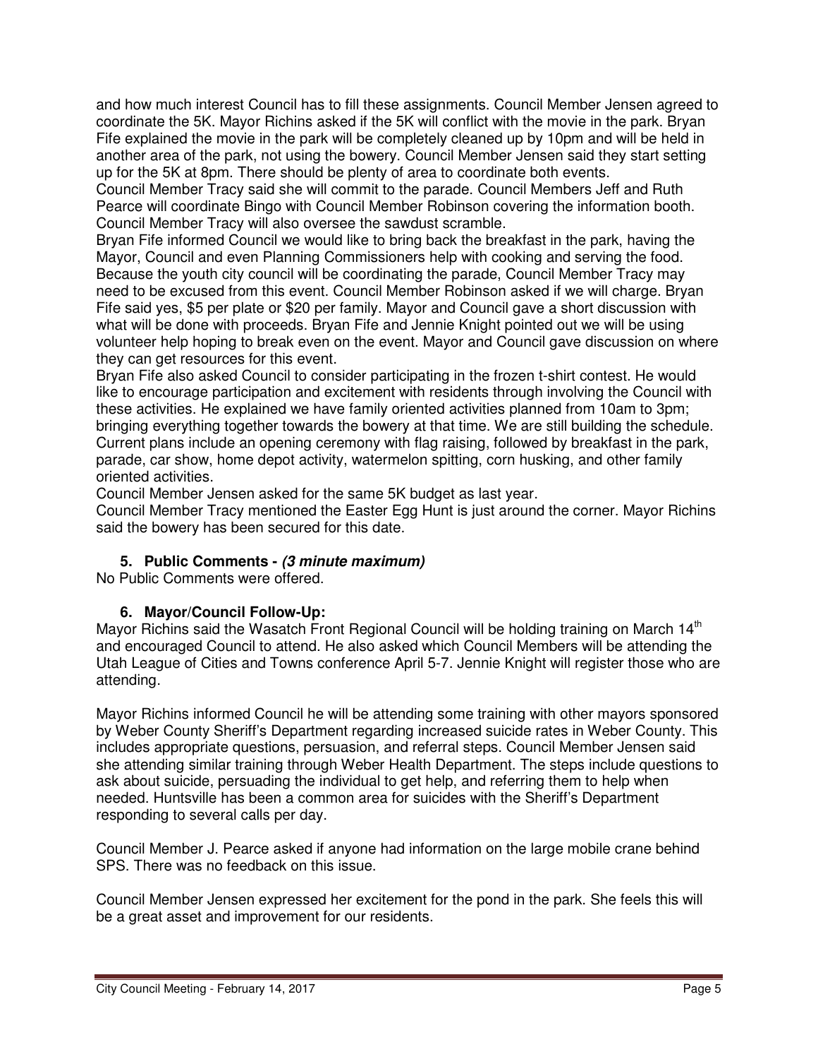and how much interest Council has to fill these assignments. Council Member Jensen agreed to coordinate the 5K. Mayor Richins asked if the 5K will conflict with the movie in the park. Bryan Fife explained the movie in the park will be completely cleaned up by 10pm and will be held in another area of the park, not using the bowery. Council Member Jensen said they start setting up for the 5K at 8pm. There should be plenty of area to coordinate both events.

Council Member Tracy said she will commit to the parade. Council Members Jeff and Ruth Pearce will coordinate Bingo with Council Member Robinson covering the information booth. Council Member Tracy will also oversee the sawdust scramble.

Bryan Fife informed Council we would like to bring back the breakfast in the park, having the Mayor, Council and even Planning Commissioners help with cooking and serving the food. Because the youth city council will be coordinating the parade, Council Member Tracy may need to be excused from this event. Council Member Robinson asked if we will charge. Bryan Fife said yes, \$5 per plate or \$20 per family. Mayor and Council gave a short discussion with what will be done with proceeds. Bryan Fife and Jennie Knight pointed out we will be using volunteer help hoping to break even on the event. Mayor and Council gave discussion on where they can get resources for this event.

Bryan Fife also asked Council to consider participating in the frozen t-shirt contest. He would like to encourage participation and excitement with residents through involving the Council with these activities. He explained we have family oriented activities planned from 10am to 3pm; bringing everything together towards the bowery at that time. We are still building the schedule. Current plans include an opening ceremony with flag raising, followed by breakfast in the park, parade, car show, home depot activity, watermelon spitting, corn husking, and other family oriented activities.

Council Member Jensen asked for the same 5K budget as last year.

Council Member Tracy mentioned the Easter Egg Hunt is just around the corner. Mayor Richins said the bowery has been secured for this date.

### 5. Public Comments - *(3 minute maximum)*

No Public Comments were offered.

### 6. Mayor/Council Follow-Up:

Mayor Richins said the Wasatch Front Regional Council will be holding training on March 14th and encouraged Council to attend. He also asked which Council Members will be attending the Utah League of Cities and Towns conference April 5-7. Jennie Knight will register those who are attending.

Mayor Richins informed Council he will be attending some training with other mayors sponsored by Weber County Sheriff's Department regarding increased suicide rates in Weber County. This includes appropriate questions, persuasion, and referral steps. Council Member Jensen said she attending similar training through Weber Health Department. The steps include questions to ask about suicide, persuading the individual to get help, and referring them to help when needed. Huntsville has been a common area for suicides with the Sheriff's Department responding to several calls per day.

Council Member J. Pearce asked if anyone had information on the large mobile crane behind SPS. There was no feedback on this issue.

Council Member Jensen expressed her excitement for the pond in the park. She feels this will be a great asset and improvement for our residents.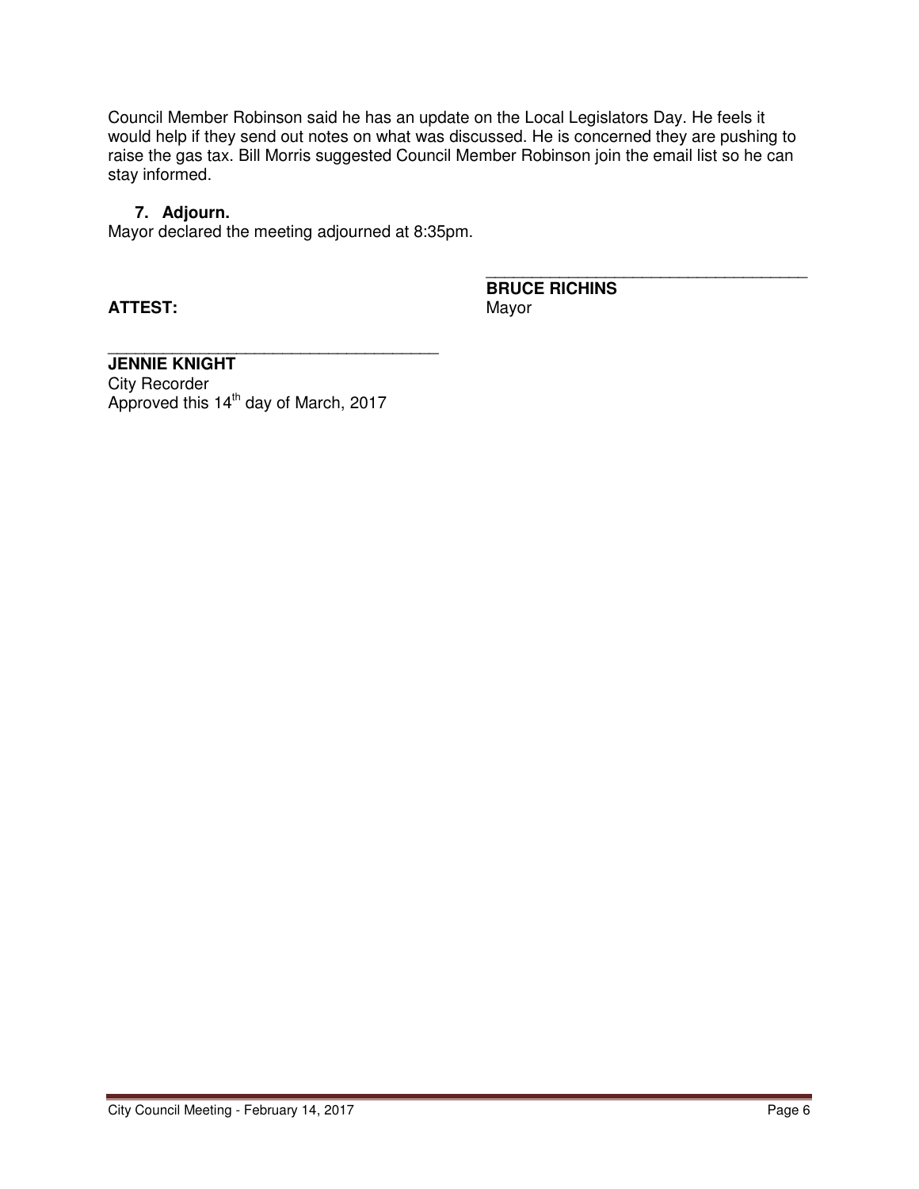Council Member Robinson said he has an update on the Local Legislators Day. He feels it would help if they send out notes on what was discussed. He is concerned they are pushing to raise the gas tax. Bill Morris suggested Council Member Robinson join the email list so he can stay informed.

**7. Adjourn.**

Mayor declared the meeting adjourned at 8:35pm.

\_\_\_\_\_\_\_\_\_\_\_\_\_\_\_\_\_\_\_\_\_\_\_\_\_\_\_\_\_\_\_\_\_\_\_\_
**BRUCE RICHINS**
Mayor

**ATTEST:**

\_\_\_\_\_\_\_\_\_\_\_\_\_\_\_\_\_\_\_\_\_\_\_\_\_\_\_\_\_\_\_\_\_\_\_\_
**JENNIE KNIGHT**
City Recorder
Approved this 14th day of March, 2017